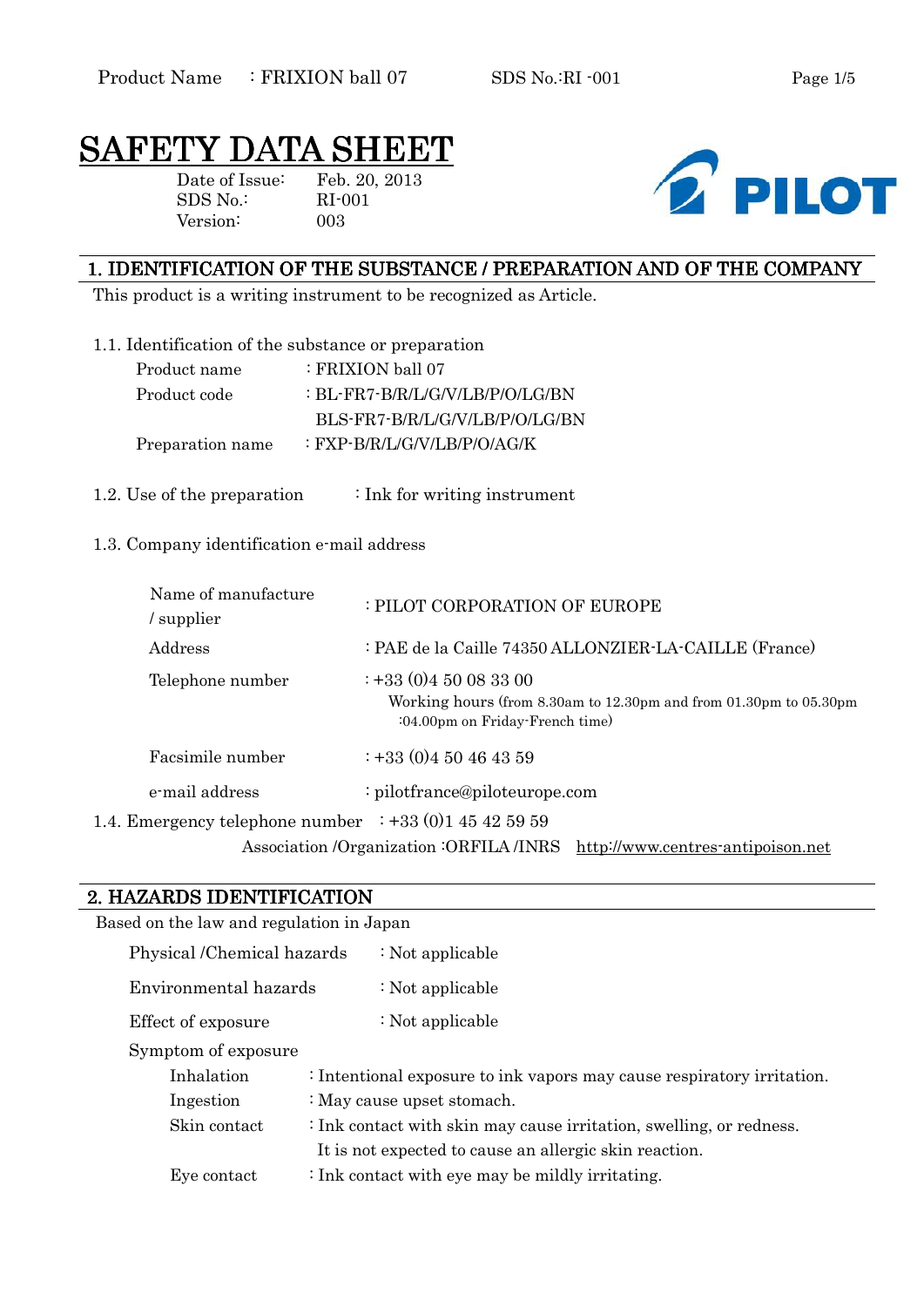# SAFETY DATA SHEET

Date of Issue: Feb. 20, 2013
SDS No.: RI-001
Version: 003

## 1. IDENTIFICATION OF THE SUBSTANCE / PREPARATION AND OF THE COMPANY

This product is a writing instrument to be recognized as Article.

1.1. Identification of the substance or preparation

| | |
|---|---|
| Product name | : FRIXION ball 07 |
| Product code | : BL-FR7-B/R/L/G/V/LB/P/O/LG/BN<br>BLS-FR7-B/R/L/G/V/LB/P/O/LG/BN |
| Preparation name | : FXP-B/R/L/G/V/LB/P/O/AG/K |

1.2. Use of the preparation : Ink for writing instrument

1.3. Company identification e-mail address

| | |
|---|---|
| Name of manufacture / supplier | : PILOT CORPORATION OF EUROPE |
| Address | : PAE de la Caille 74350 ALLONZIER-LA-CAILLE (France) |
| Telephone number | : +33 (0)4 50 08 33 00<br>Working hours (from 8.30am to 12.30pm and from 01.30pm to 05.30pm :04.00pm on Friday-French time) |
| Facsimile number | : +33 (0)4 50 46 43 59 |
| e-mail address | : pilotfrance@piloteurope.com |

1.4. Emergency telephone number : +33 (0)1 45 42 59 59

Association /Organization :ORFILA /INRS http://www.centres-antipoison.net

## 2. HAZARDS IDENTIFICATION

Based on the law and regulation in Japan

| | |
|---|---|
| Physical /Chemical hazards | : Not applicable |
| Environmental hazards | : Not applicable |
| Effect of exposure | : Not applicable |

Symptom of exposure

| | |
|---|---|
| Inhalation | : Intentional exposure to ink vapors may cause respiratory irritation. |
| Ingestion | : May cause upset stomach. |
| Skin contact | : Ink contact with skin may cause irritation, swelling, or redness.<br>It is not expected to cause an allergic skin reaction. |
| Eye contact | : Ink contact with eye may be mildly irritating. |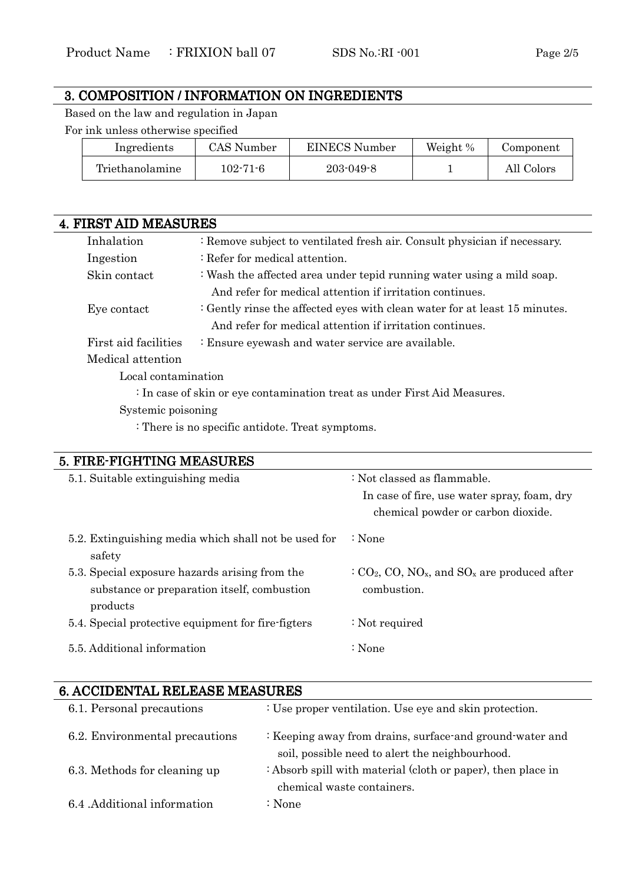## 3. COMPOSITION / INFORMATION ON INGREDIENTS

Based on the law and regulation in Japan

For ink unless otherwise specified

| Ingredients | CAS Number | EINECS Number | Weight % | Component |
|---|---|---|---|---|
| Triethanolamine | 102-71-6 | 203-049-8 | 1 | All Colors |

## 4. FIRST AID MEASURES

Inhalation : Remove subject to ventilated fresh air. Consult physician if necessary.

Ingestion : Refer for medical attention.

Skin contact : Wash the affected area under tepid running water using a mild soap. And refer for medical attention if irritation continues.

Eye contact : Gently rinse the affected eyes with clean water for at least 15 minutes. And refer for medical attention if irritation continues.

First aid facilities : Ensure eyewash and water service are available.

Medical attention

Local contamination

: In case of skin or eye contamination treat as under First Aid Measures.

Systemic poisoning

: There is no specific antidote. Treat symptoms.

## 5. FIRE-FIGHTING MEASURES

5.1. Suitable extinguishing media : Not classed as flammable. In case of fire, use water spray, foam, dry chemical powder or carbon dioxide.

5.2. Extinguishing media which shall not be used for safety : None

5.3. Special exposure hazards arising from the substance or preparation itself, combustion products : $CO_2$, CO, $NO_x$, and $SO_x$ are produced after combustion.

5.4. Special protective equipment for fire-figters : Not required

5.5. Additional information : None

## 6. ACCIDENTAL RELEASE MEASURES

6.1. Personal precautions : Use proper ventilation. Use eye and skin protection.

6.2. Environmental precautions : Keeping away from drains, surface-and ground-water and soil, possible need to alert the neighbourhood.

6.3. Methods for cleaning up : Absorb spill with material (cloth or paper), then place in chemical waste containers.

6.4 .Additional information : None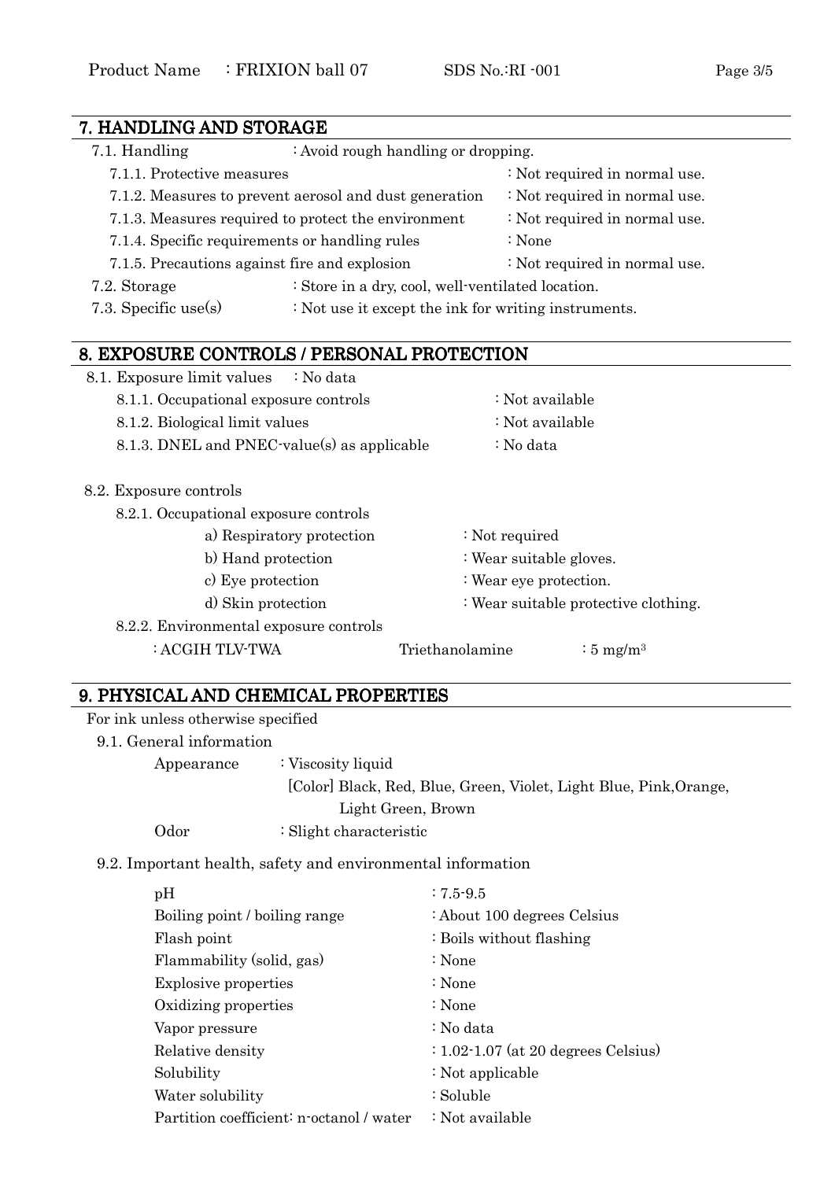## 7. HANDLING AND STORAGE

7.1. Handling : Avoid rough handling or dropping.

- 7.1.1. Protective measures : Not required in normal use.
- 7.1.2. Measures to prevent aerosol and dust generation : Not required in normal use.
- 7.1.3. Measures required to protect the environment : Not required in normal use.
- 7.1.4. Specific requirements or handling rules : None
- 7.1.5. Precautions against fire and explosion : Not required in normal use.

7.2. Storage : Store in a dry, cool, well-ventilated location.

7.3. Specific use(s) : Not use it except the ink for writing instruments.

## 8. EXPOSURE CONTROLS / PERSONAL PROTECTION

8.1. Exposure limit values : No data

- 8.1.1. Occupational exposure controls : Not available
- 8.1.2. Biological limit values : Not available
- 8.1.3. DNEL and PNEC-value(s) as applicable : No data

8.2. Exposure controls

- 8.2.1. Occupational exposure controls
  - a) Respiratory protection : Not required
  - b) Hand protection : Wear suitable gloves.
  - c) Eye protection : Wear eye protection.
  - d) Skin protection : Wear suitable protective clothing.
- 8.2.2. Environmental exposure controls
  - : ACGIH TLV-TWA Triethanolamine : 5 mg/m$^3$

## 9. PHYSICAL AND CHEMICAL PROPERTIES

For ink unless otherwise specified

9.1. General information

| | |
|---|---|
| Appearance | : Viscosity liquid |
| | [Color] Black, Red, Blue, Green, Violet, Light Blue, Pink,Orange, Light Green, Brown |
| Odor | : Slight characteristic |

9.2. Important health, safety and environmental information

| | |
|---|---|
| pH | : 7.5-9.5 |
| Boiling point / boiling range | : About 100 degrees Celsius |
| Flash point | : Boils without flashing |
| Flammability (solid, gas) | : None |
| Explosive properties | : None |
| Oxidizing properties | : None |
| Vapor pressure | : No data |
| Relative density | : 1.02-1.07 (at 20 degrees Celsius) |
| Solubility | : Not applicable |
| Water solubility | : Soluble |
| Partition coefficient: n-octanol / water | : Not available |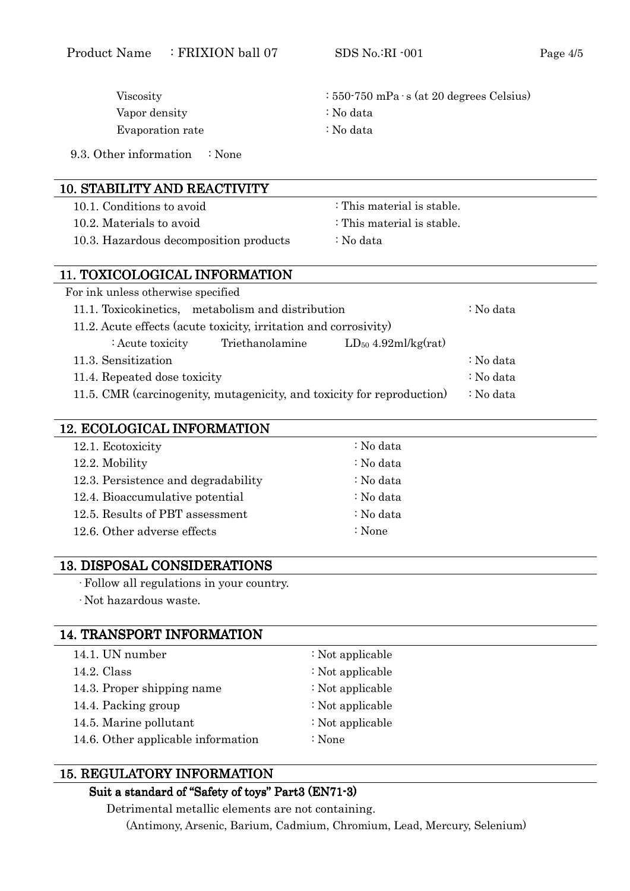Viscosity : 550-750 mPa · s (at 20 degrees Celsius)
Vapor density : No data
Evaporation rate : No data

9.3. Other information : None

## 10. STABILITY AND REACTIVITY

10.1. Conditions to avoid : This material is stable.
10.2. Materials to avoid : This material is stable.
10.3. Hazardous decomposition products : No data

## 11. TOXICOLOGICAL INFORMATION

For ink unless otherwise specified

11.1. Toxicokinetics, metabolism and distribution : No data

11.2. Acute effects (acute toxicity, irritation and corrosivity)

: Acute toxicity Triethanolamine $LD_{50}$ 4.92ml/kg(rat)

11.3. Sensitization : No data

11.4. Repeated dose toxicity : No data

11.5. CMR (carcinogenity, mutagenicity, and toxicity for reproduction) : No data

## 12. ECOLOGICAL INFORMATION

12.1. Ecotoxicity : No data
12.2. Mobility : No data
12.3. Persistence and degradability : No data
12.4. Bioaccumulative potential : No data
12.5. Results of PBT assessment : No data
12.6. Other adverse effects : None

## 13. DISPOSAL CONSIDERATIONS

- Follow all regulations in your country.
- Not hazardous waste.

## 14. TRANSPORT INFORMATION

14.1. UN number : Not applicable
14.2. Class : Not applicable
14.3. Proper shipping name : Not applicable
14.4. Packing group : Not applicable
14.5. Marine pollutant : Not applicable
14.6. Other applicable information : None

## 15. REGULATORY INFORMATION

**Suit a standard of "Safety of toys" Part3 (EN71-3)**

Detrimental metallic elements are not containing.

(Antimony, Arsenic, Barium, Cadmium, Chromium, Lead, Mercury, Selenium)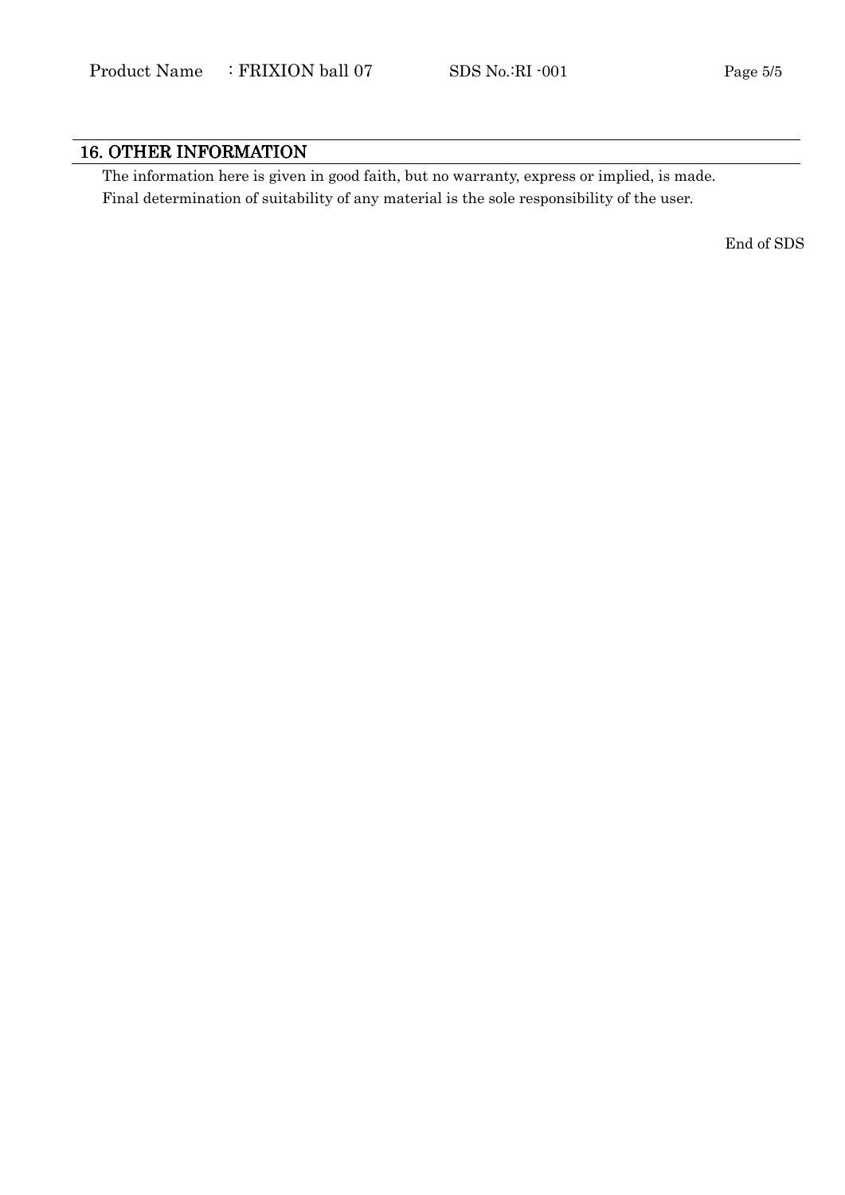## 16. OTHER INFORMATION

The information here is given in good faith, but no warranty, express or implied, is made.
Final determination of suitability of any material is the sole responsibility of the user.

End of SDS